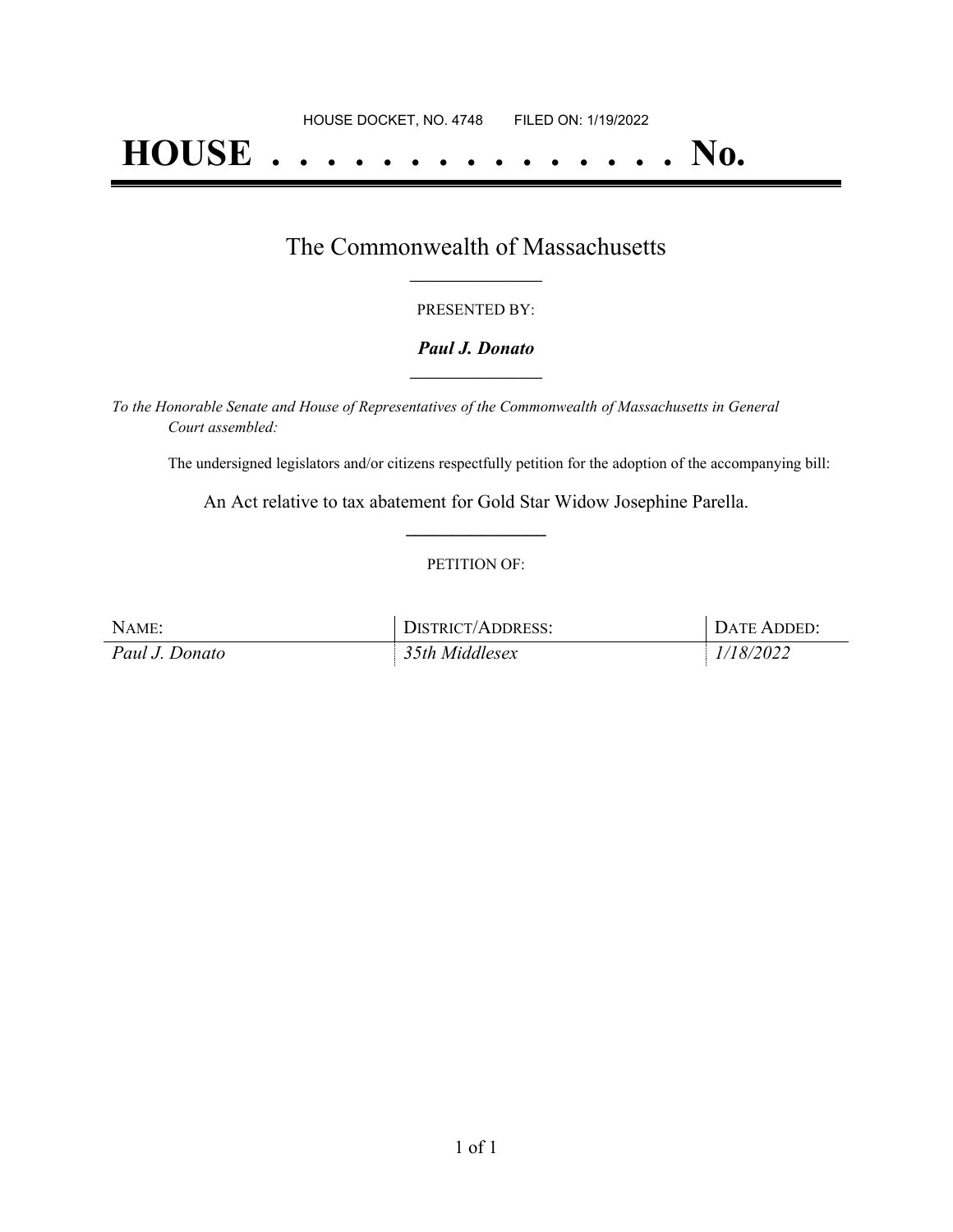HOUSE DOCKET, NO. 4748        FILED ON: 1/19/2022

# HOUSE . . . . . . . . . . . . . . . No.

## The Commonwealth of Massachusetts

PRESENTED BY:

***Paul J. Donato***

*To the Honorable Senate and House of Representatives of the Commonwealth of Massachusetts in General Court assembled:*

The undersigned legislators and/or citizens respectfully petition for the adoption of the accompanying bill:

An Act relative to tax abatement for Gold Star Widow Josephine Parella.

PETITION OF:

| NAME: | DISTRICT/ADDRESS: | DATE ADDED: |
| --- | --- | --- |
| *Paul J. Donato* | *35th Middlesex* | *1/18/2022* |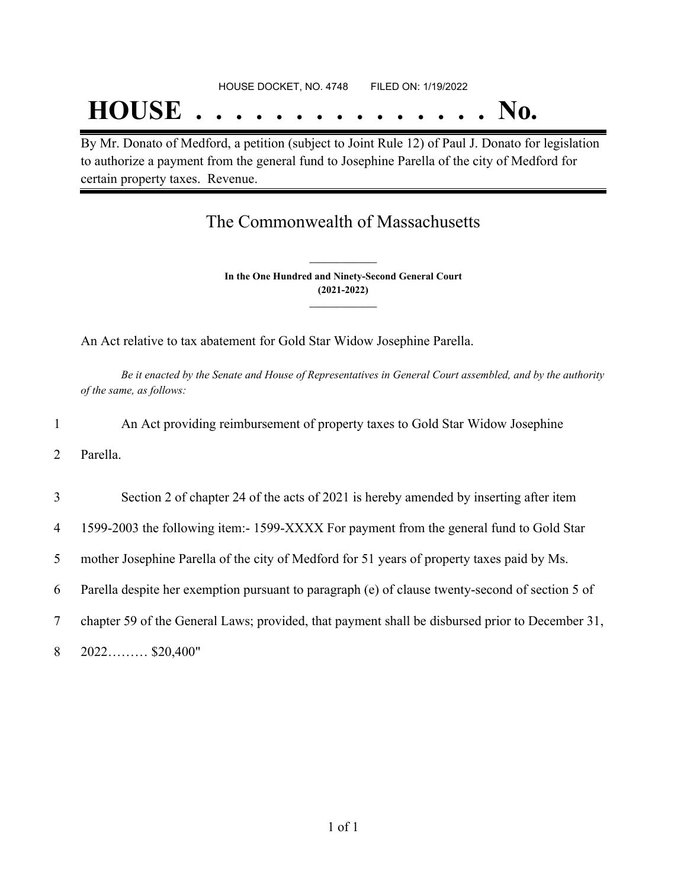HOUSE DOCKET, NO. 4748 FILED ON: 1/19/2022

# HOUSE . . . . . . . . . . . . . . . No.

By Mr. Donato of Medford, a petition (subject to Joint Rule 12) of Paul J. Donato for legislation to authorize a payment from the general fund to Josephine Parella of the city of Medford for certain property taxes. Revenue.

## The Commonwealth of Massachusetts

**In the One Hundred and Ninety-Second General Court (2021-2022)**

An Act relative to tax abatement for Gold Star Widow Josephine Parella.

*Be it enacted by the Senate and House of Representatives in General Court assembled, and by the authority of the same, as follows:*

1 An Act providing reimbursement of property taxes to Gold Star Widow Josephine
2 Parella.

3 Section 2 of chapter 24 of the acts of 2021 is hereby amended by inserting after item
4 1599-2003 the following item:- 1599-XXXX For payment from the general fund to Gold Star
5 mother Josephine Parella of the city of Medford for 51 years of property taxes paid by Ms.
6 Parella despite her exemption pursuant to paragraph (e) of clause twenty-second of section 5 of
7 chapter 59 of the General Laws; provided, that payment shall be disbursed prior to December 31,
8 2022……… $20,400"